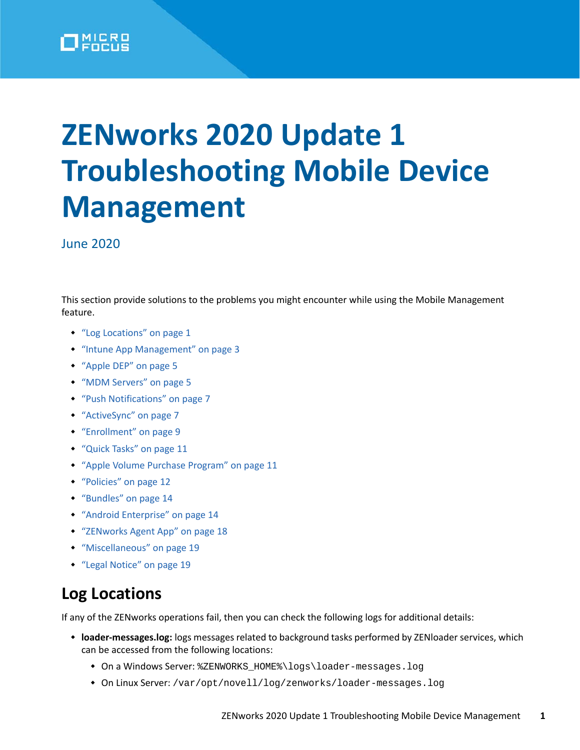# ZENworks 2020 Update 1 Troubleshooting Mobile Device Management

June 2020

This section provide solutions to the problems you might encounter while using the Mobile Management feature.

- "Log Locations" on page 1
- "Intune App Management" on page 3
- "Apple DEP" on page 5
- "MDM Servers" on page 5
- "Push Notifications" on page 7
- "ActiveSync" on page 7
- "Enrollment" on page 9
- "Quick Tasks" on page 11
- "Apple Volume Purchase Program" on page 11
- "Policies" on page 12
- "Bundles" on page 14
- "Android Enterprise" on page 14
- "ZENworks Agent App" on page 18
- "Miscellaneous" on page 19
- "Legal Notice" on page 19

## Log Locations

If any of the ZENworks operations fail, then you can check the following logs for additional details:

- **loader-messages.log:** logs messages related to background tasks performed by ZENloader services, which can be accessed from the following locations:
  - On a Windows Server: `%ZENWORKS_HOME%\logs\loader-messages.log`
  - On Linux Server: `/var/opt/novell/log/zenworks/loader-messages.log`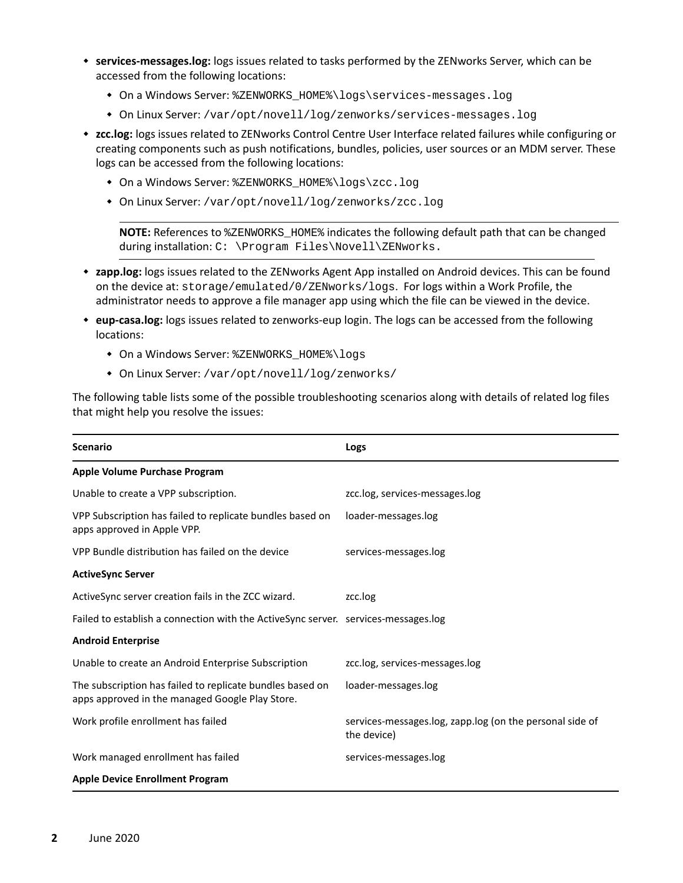- **services-messages.log:** logs issues related to tasks performed by the ZENworks Server, which can be accessed from the following locations:
  - On a Windows Server: `%ZENWORKS_HOME%\logs\services-messages.log`
  - On Linux Server: `/var/opt/novell/log/zenworks/services-messages.log`
- **zcc.log:** logs issues related to ZENworks Control Centre User Interface related failures while configuring or creating components such as push notifications, bundles, policies, user sources or an MDM server. These logs can be accessed from the following locations:
  - On a Windows Server: `%ZENWORKS_HOME%\logs\zcc.log`
  - On Linux Server: `/var/opt/novell/log/zenworks/zcc.log`

  **NOTE:** References to %ZENWORKS_HOME% indicates the following default path that can be changed during installation: `C: \Program Files\Novell\ZENworks.`

- **zapp.log:** logs issues related to the ZENworks Agent App installed on Android devices. This can be found on the device at: `storage/emulated/0/ZENworks/logs`. For logs within a Work Profile, the administrator needs to approve a file manager app using which the file can be viewed in the device.
- **eup-casa.log:** logs issues related to zenworks-eup login. The logs can be accessed from the following locations:
  - On a Windows Server: `%ZENWORKS_HOME%\logs`
  - On Linux Server: `/var/opt/novell/log/zenworks/`

The following table lists some of the possible troubleshooting scenarios along with details of related log files that might help you resolve the issues:

| Scenario | Logs |
|---|---|
| **Apple Volume Purchase Program** | |
| Unable to create a VPP subscription. | zcc.log, services-messages.log |
| VPP Subscription has failed to replicate bundles based on apps approved in Apple VPP. | loader-messages.log |
| VPP Bundle distribution has failed on the device | services-messages.log |
| **ActiveSync Server** | |
| ActiveSync server creation fails in the ZCC wizard. | zcc.log |
| Failed to establish a connection with the ActiveSync server. | services-messages.log |
| **Android Enterprise** | |
| Unable to create an Android Enterprise Subscription | zcc.log, services-messages.log |
| The subscription has failed to replicate bundles based on apps approved in the managed Google Play Store. | loader-messages.log |
| Work profile enrollment has failed | services-messages.log, zapp.log (on the personal side of the device) |
| Work managed enrollment has failed | services-messages.log |
| **Apple Device Enrollment Program** | |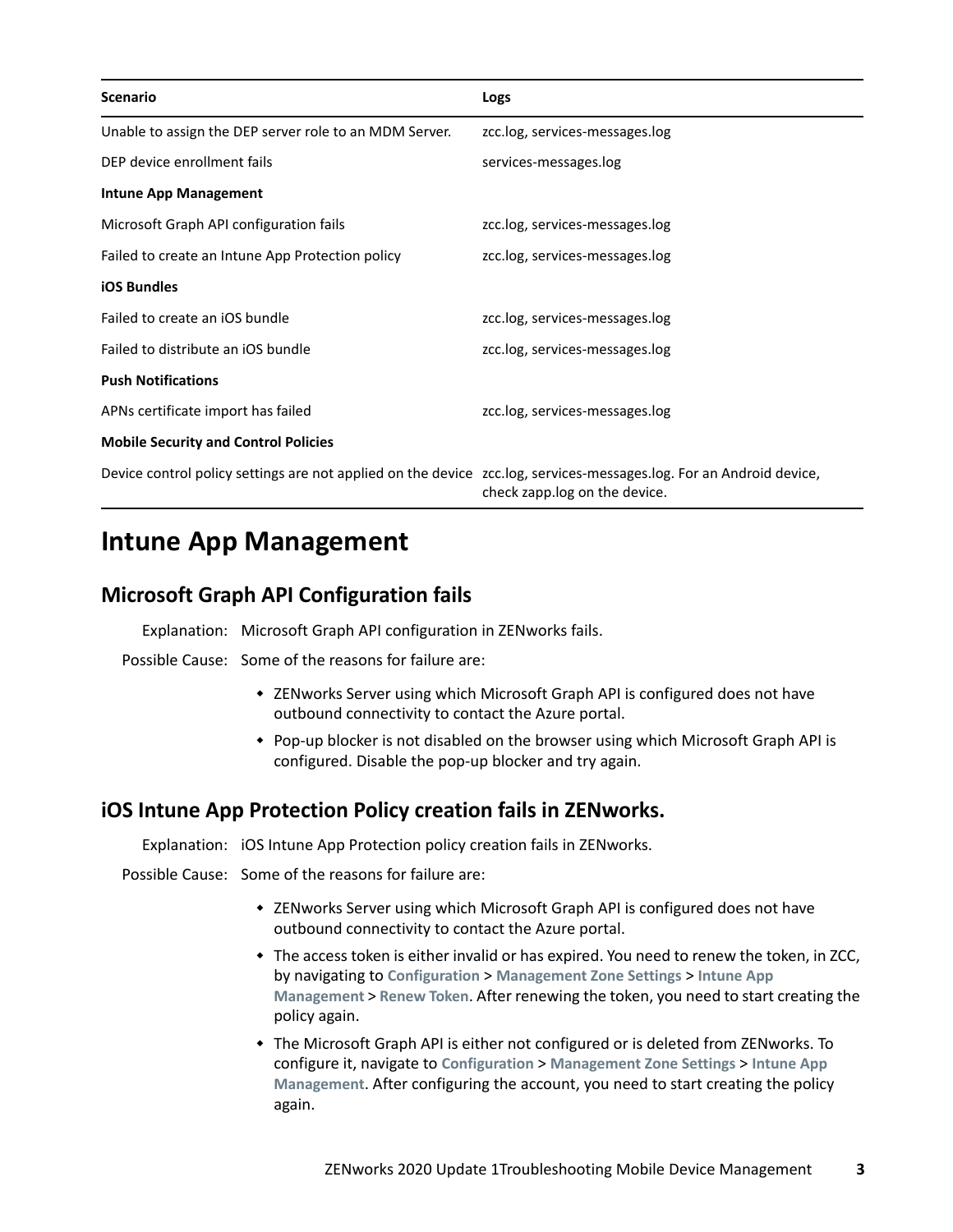| Scenario | Logs |
| --- | --- |
| Unable to assign the DEP server role to an MDM Server. | zcc.log, services-messages.log |
| DEP device enrollment fails | services-messages.log |
| **Intune App Management** | |
| Microsoft Graph API configuration fails | zcc.log, services-messages.log |
| Failed to create an Intune App Protection policy | zcc.log, services-messages.log |
| **iOS Bundles** | |
| Failed to create an iOS bundle | zcc.log, services-messages.log |
| Failed to distribute an iOS bundle | zcc.log, services-messages.log |
| **Push Notifications** | |
| APNs certificate import has failed | zcc.log, services-messages.log |
| **Mobile Security and Control Policies** | |
| Device control policy settings are not applied on the device | zcc.log, services-messages.log. For an Android device, check zapp.log on the device. |

# Intune App Management

## Microsoft Graph API Configuration fails

Explanation: Microsoft Graph API configuration in ZENworks fails.

Possible Cause: Some of the reasons for failure are:

- ZENworks Server using which Microsoft Graph API is configured does not have outbound connectivity to contact the Azure portal.
- Pop-up blocker is not disabled on the browser using which Microsoft Graph API is configured. Disable the pop-up blocker and try again.

## iOS Intune App Protection Policy creation fails in ZENworks.

Explanation: iOS Intune App Protection policy creation fails in ZENworks.

Possible Cause: Some of the reasons for failure are:

- ZENworks Server using which Microsoft Graph API is configured does not have outbound connectivity to contact the Azure portal.
- The access token is either invalid or has expired. You need to renew the token, in ZCC, by navigating to **Configuration** > **Management Zone Settings** > **Intune App Management** > **Renew Token**. After renewing the token, you need to start creating the policy again.
- The Microsoft Graph API is either not configured or is deleted from ZENworks. To configure it, navigate to **Configuration** > **Management Zone Settings** > **Intune App Management**. After configuring the account, you need to start creating the policy again.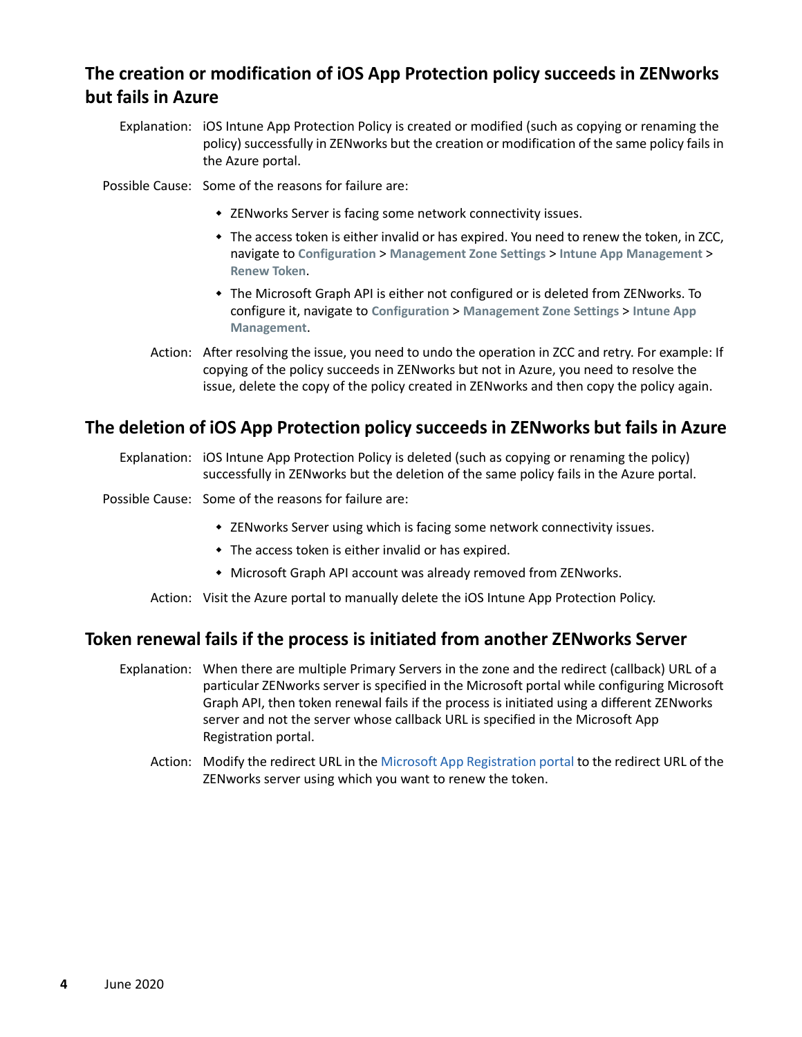## The creation or modification of iOS App Protection policy succeeds in ZENworks but fails in Azure

Explanation: iOS Intune App Protection Policy is created or modified (such as copying or renaming the policy) successfully in ZENworks but the creation or modification of the same policy fails in the Azure portal.

Possible Cause: Some of the reasons for failure are:

- ZENworks Server is facing some network connectivity issues.
- The access token is either invalid or has expired. You need to renew the token, in ZCC, navigate to **Configuration** > **Management Zone Settings** > **Intune App Management** > **Renew Token**.
- The Microsoft Graph API is either not configured or is deleted from ZENworks. To configure it, navigate to **Configuration** > **Management Zone Settings** > **Intune App Management**.

Action: After resolving the issue, you need to undo the operation in ZCC and retry. For example: If copying of the policy succeeds in ZENworks but not in Azure, you need to resolve the issue, delete the copy of the policy created in ZENworks and then copy the policy again.

## The deletion of iOS App Protection policy succeeds in ZENworks but fails in Azure

Explanation: iOS Intune App Protection Policy is deleted (such as copying or renaming the policy) successfully in ZENworks but the deletion of the same policy fails in the Azure portal.

Possible Cause: Some of the reasons for failure are:

- ZENworks Server using which is facing some network connectivity issues.
- The access token is either invalid or has expired.
- Microsoft Graph API account was already removed from ZENworks.

Action: Visit the Azure portal to manually delete the iOS Intune App Protection Policy.

## Token renewal fails if the process is initiated from another ZENworks Server

Explanation: When there are multiple Primary Servers in the zone and the redirect (callback) URL of a particular ZENworks server is specified in the Microsoft portal while configuring Microsoft Graph API, then token renewal fails if the process is initiated using a different ZENworks server and not the server whose callback URL is specified in the Microsoft App Registration portal.

Action: Modify the redirect URL in the Microsoft App Registration portal to the redirect URL of the ZENworks server using which you want to renew the token.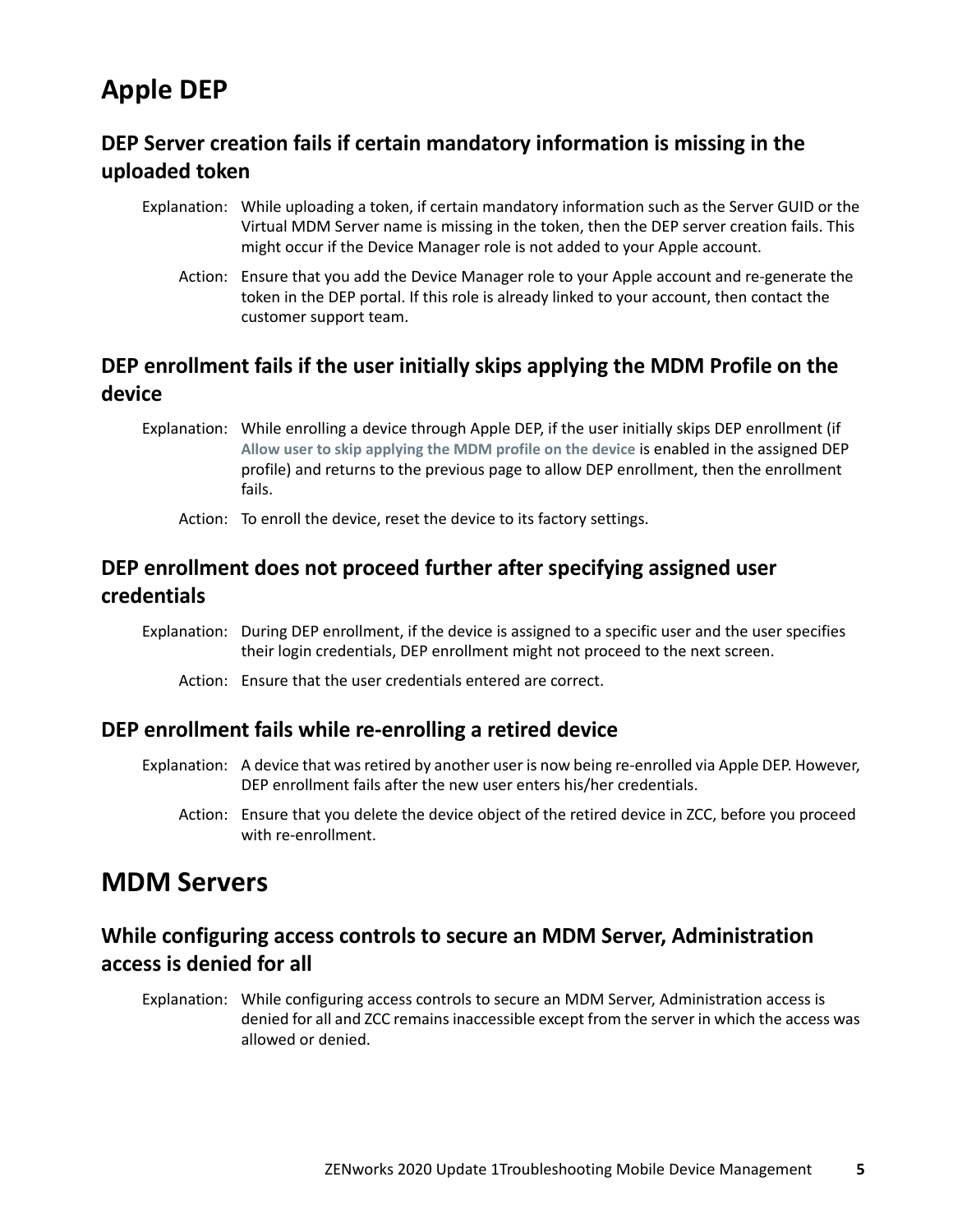# Apple DEP

## DEP Server creation fails if certain mandatory information is missing in the uploaded token

Explanation: While uploading a token, if certain mandatory information such as the Server GUID or the Virtual MDM Server name is missing in the token, then the DEP server creation fails. This might occur if the Device Manager role is not added to your Apple account.

Action: Ensure that you add the Device Manager role to your Apple account and re-generate the token in the DEP portal. If this role is already linked to your account, then contact the customer support team.

## DEP enrollment fails if the user initially skips applying the MDM Profile on the device

Explanation: While enrolling a device through Apple DEP, if the user initially skips DEP enrollment (if **Allow user to skip applying the MDM profile on the device** is enabled in the assigned DEP profile) and returns to the previous page to allow DEP enrollment, then the enrollment fails.

Action: To enroll the device, reset the device to its factory settings.

## DEP enrollment does not proceed further after specifying assigned user credentials

Explanation: During DEP enrollment, if the device is assigned to a specific user and the user specifies their login credentials, DEP enrollment might not proceed to the next screen.

Action: Ensure that the user credentials entered are correct.

## DEP enrollment fails while re-enrolling a retired device

Explanation: A device that was retired by another user is now being re-enrolled via Apple DEP. However, DEP enrollment fails after the new user enters his/her credentials.

Action: Ensure that you delete the device object of the retired device in ZCC, before you proceed with re-enrollment.

# MDM Servers

## While configuring access controls to secure an MDM Server, Administration access is denied for all

Explanation: While configuring access controls to secure an MDM Server, Administration access is denied for all and ZCC remains inaccessible except from the server in which the access was allowed or denied.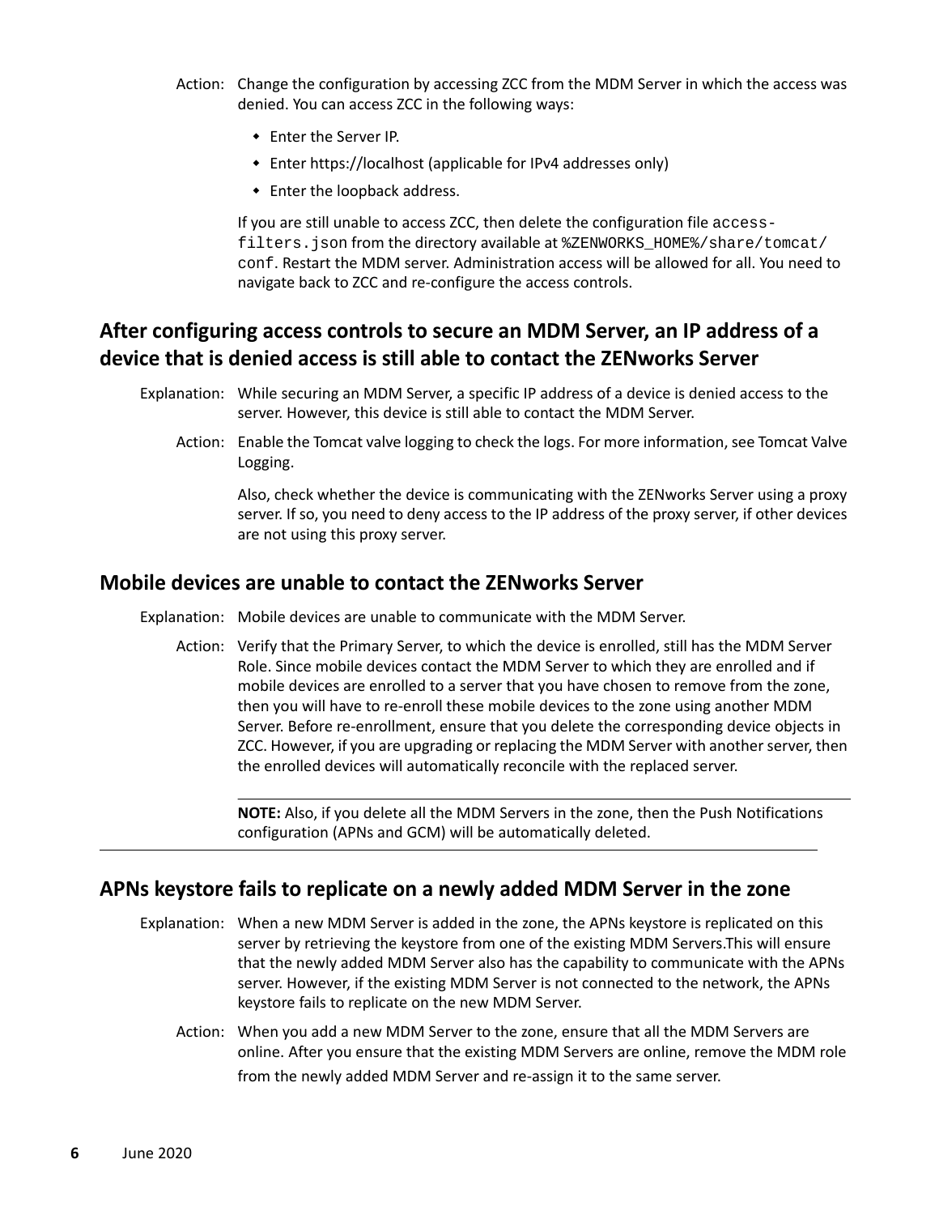Action: Change the configuration by accessing ZCC from the MDM Server in which the access was denied. You can access ZCC in the following ways:

- Enter the Server IP.
- Enter https://localhost (applicable for IPv4 addresses only)
- Enter the loopback address.

If you are still unable to access ZCC, then delete the configuration file `access-filters.json` from the directory available at `%ZENWORKS_HOME%/share/tomcat/conf`. Restart the MDM server. Administration access will be allowed for all. You need to navigate back to ZCC and re-configure the access controls.

## After configuring access controls to secure an MDM Server, an IP address of a device that is denied access is still able to contact the ZENworks Server

Explanation: While securing an MDM Server, a specific IP address of a device is denied access to the server. However, this device is still able to contact the MDM Server.

Action: Enable the Tomcat valve logging to check the logs. For more information, see Tomcat Valve Logging.

Also, check whether the device is communicating with the ZENworks Server using a proxy server. If so, you need to deny access to the IP address of the proxy server, if other devices are not using this proxy server.

## Mobile devices are unable to contact the ZENworks Server

Explanation: Mobile devices are unable to communicate with the MDM Server.

Action: Verify that the Primary Server, to which the device is enrolled, still has the MDM Server Role. Since mobile devices contact the MDM Server to which they are enrolled and if mobile devices are enrolled to a server that you have chosen to remove from the zone, then you will have to re-enroll these mobile devices to the zone using another MDM Server. Before re-enrollment, ensure that you delete the corresponding device objects in ZCC. However, if you are upgrading or replacing the MDM Server with another server, then the enrolled devices will automatically reconcile with the replaced server.

**NOTE:** Also, if you delete all the MDM Servers in the zone, then the Push Notifications configuration (APNs and GCM) will be automatically deleted.

## APNs keystore fails to replicate on a newly added MDM Server in the zone

Explanation: When a new MDM Server is added in the zone, the APNs keystore is replicated on this server by retrieving the keystore from one of the existing MDM Servers.This will ensure that the newly added MDM Server also has the capability to communicate with the APNs server. However, if the existing MDM Server is not connected to the network, the APNs keystore fails to replicate on the new MDM Server.

Action: When you add a new MDM Server to the zone, ensure that all the MDM Servers are online. After you ensure that the existing MDM Servers are online, remove the MDM role from the newly added MDM Server and re-assign it to the same server.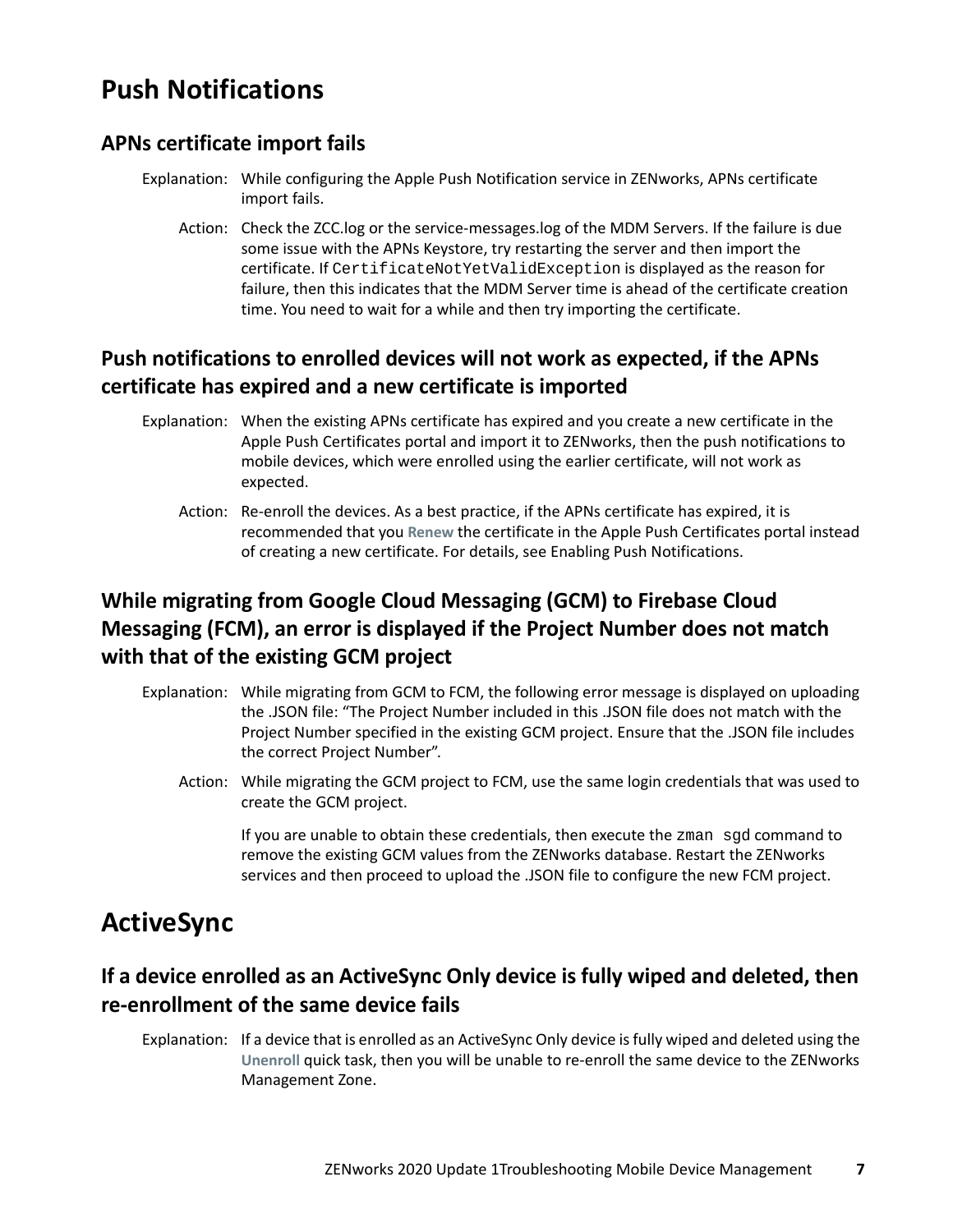# Push Notifications

## APNs certificate import fails

Explanation: While configuring the Apple Push Notification service in ZENworks, APNs certificate import fails.

Action: Check the ZCC.log or the service-messages.log of the MDM Servers. If the failure is due some issue with the APNs Keystore, try restarting the server and then import the certificate. If `CertificateNotYetValidException` is displayed as the reason for failure, then this indicates that the MDM Server time is ahead of the certificate creation time. You need to wait for a while and then try importing the certificate.

## Push notifications to enrolled devices will not work as expected, if the APNs certificate has expired and a new certificate is imported

Explanation: When the existing APNs certificate has expired and you create a new certificate in the Apple Push Certificates portal and import it to ZENworks, then the push notifications to mobile devices, which were enrolled using the earlier certificate, will not work as expected.

Action: Re-enroll the devices. As a best practice, if the APNs certificate has expired, it is recommended that you **Renew** the certificate in the Apple Push Certificates portal instead of creating a new certificate. For details, see Enabling Push Notifications.

## While migrating from Google Cloud Messaging (GCM) to Firebase Cloud Messaging (FCM), an error is displayed if the Project Number does not match with that of the existing GCM project

Explanation: While migrating from GCM to FCM, the following error message is displayed on uploading the .JSON file: "The Project Number included in this .JSON file does not match with the Project Number specified in the existing GCM project. Ensure that the .JSON file includes the correct Project Number".

Action: While migrating the GCM project to FCM, use the same login credentials that was used to create the GCM project.

If you are unable to obtain these credentials, then execute the `zman sgd` command to remove the existing GCM values from the ZENworks database. Restart the ZENworks services and then proceed to upload the .JSON file to configure the new FCM project.

# ActiveSync

## If a device enrolled as an ActiveSync Only device is fully wiped and deleted, then re-enrollment of the same device fails

Explanation: If a device that is enrolled as an ActiveSync Only device is fully wiped and deleted using the **Unenroll** quick task, then you will be unable to re-enroll the same device to the ZENworks Management Zone.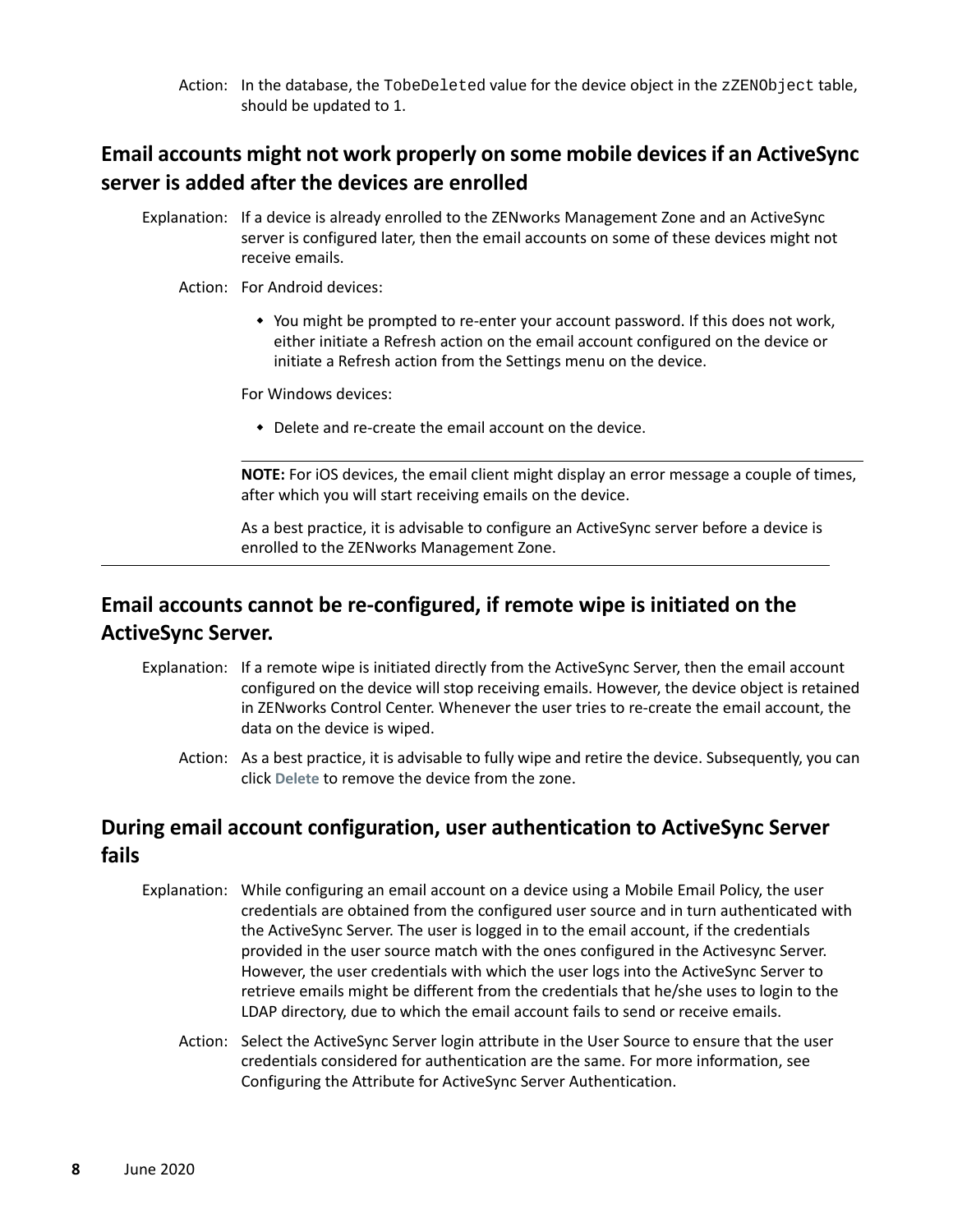Action: In the database, the `TobeDeleted` value for the device object in the `zZENObject` table, should be updated to 1.

## Email accounts might not work properly on some mobile devices if an ActiveSync server is added after the devices are enrolled

Explanation: If a device is already enrolled to the ZENworks Management Zone and an ActiveSync server is configured later, then the email accounts on some of these devices might not receive emails.

Action: For Android devices:

- You might be prompted to re-enter your account password. If this does not work, either initiate a Refresh action on the email account configured on the device or initiate a Refresh action from the Settings menu on the device.

For Windows devices:

- Delete and re-create the email account on the device.

**NOTE:** For iOS devices, the email client might display an error message a couple of times, after which you will start receiving emails on the device.

As a best practice, it is advisable to configure an ActiveSync server before a device is enrolled to the ZENworks Management Zone.

## Email accounts cannot be re-configured, if remote wipe is initiated on the ActiveSync Server.

Explanation: If a remote wipe is initiated directly from the ActiveSync Server, then the email account configured on the device will stop receiving emails. However, the device object is retained in ZENworks Control Center. Whenever the user tries to re-create the email account, the data on the device is wiped.

Action: As a best practice, it is advisable to fully wipe and retire the device. Subsequently, you can click **Delete** to remove the device from the zone.

## During email account configuration, user authentication to ActiveSync Server fails

Explanation: While configuring an email account on a device using a Mobile Email Policy, the user credentials are obtained from the configured user source and in turn authenticated with the ActiveSync Server. The user is logged in to the email account, if the credentials provided in the user source match with the ones configured in the Activesync Server. However, the user credentials with which the user logs into the ActiveSync Server to retrieve emails might be different from the credentials that he/she uses to login to the LDAP directory, due to which the email account fails to send or receive emails.

Action: Select the ActiveSync Server login attribute in the User Source to ensure that the user credentials considered for authentication are the same. For more information, see Configuring the Attribute for ActiveSync Server Authentication.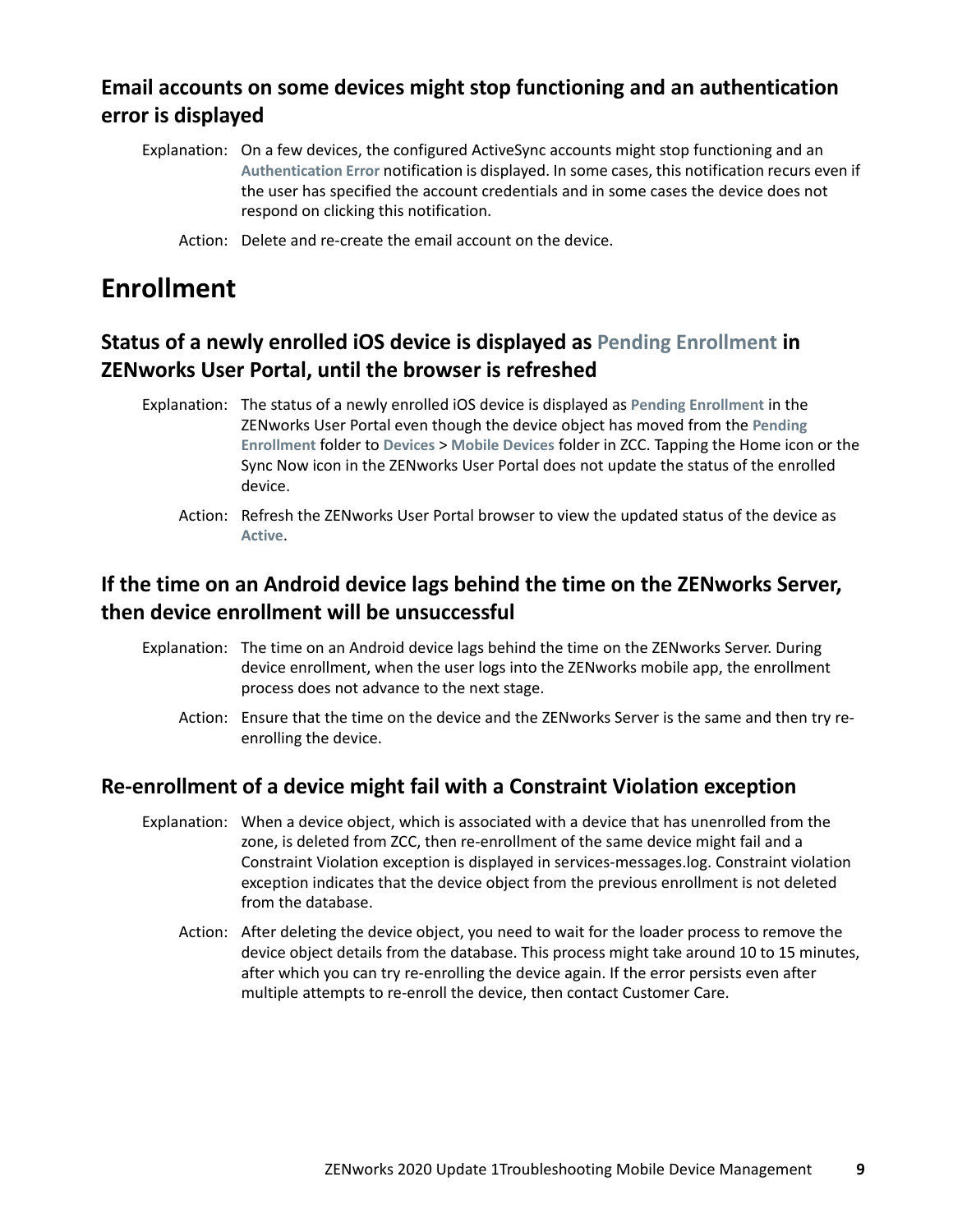### Email accounts on some devices might stop functioning and an authentication error is displayed

Explanation: On a few devices, the configured ActiveSync accounts might stop functioning and an **Authentication Error** notification is displayed. In some cases, this notification recurs even if the user has specified the account credentials and in some cases the device does not respond on clicking this notification.

Action: Delete and re-create the email account on the device.

## Enrollment

### Status of a newly enrolled iOS device is displayed as Pending Enrollment in ZENworks User Portal, until the browser is refreshed

Explanation: The status of a newly enrolled iOS device is displayed as **Pending Enrollment** in the ZENworks User Portal even though the device object has moved from the **Pending Enrollment** folder to **Devices** > **Mobile Devices** folder in ZCC. Tapping the Home icon or the Sync Now icon in the ZENworks User Portal does not update the status of the enrolled device.

Action: Refresh the ZENworks User Portal browser to view the updated status of the device as **Active**.

### If the time on an Android device lags behind the time on the ZENworks Server, then device enrollment will be unsuccessful

Explanation: The time on an Android device lags behind the time on the ZENworks Server. During device enrollment, when the user logs into the ZENworks mobile app, the enrollment process does not advance to the next stage.

Action: Ensure that the time on the device and the ZENworks Server is the same and then try re-enrolling the device.

### Re-enrollment of a device might fail with a Constraint Violation exception

Explanation: When a device object, which is associated with a device that has unenrolled from the zone, is deleted from ZCC, then re-enrollment of the same device might fail and a Constraint Violation exception is displayed in services-messages.log. Constraint violation exception indicates that the device object from the previous enrollment is not deleted from the database.

Action: After deleting the device object, you need to wait for the loader process to remove the device object details from the database. This process might take around 10 to 15 minutes, after which you can try re-enrolling the device again. If the error persists even after multiple attempts to re-enroll the device, then contact Customer Care.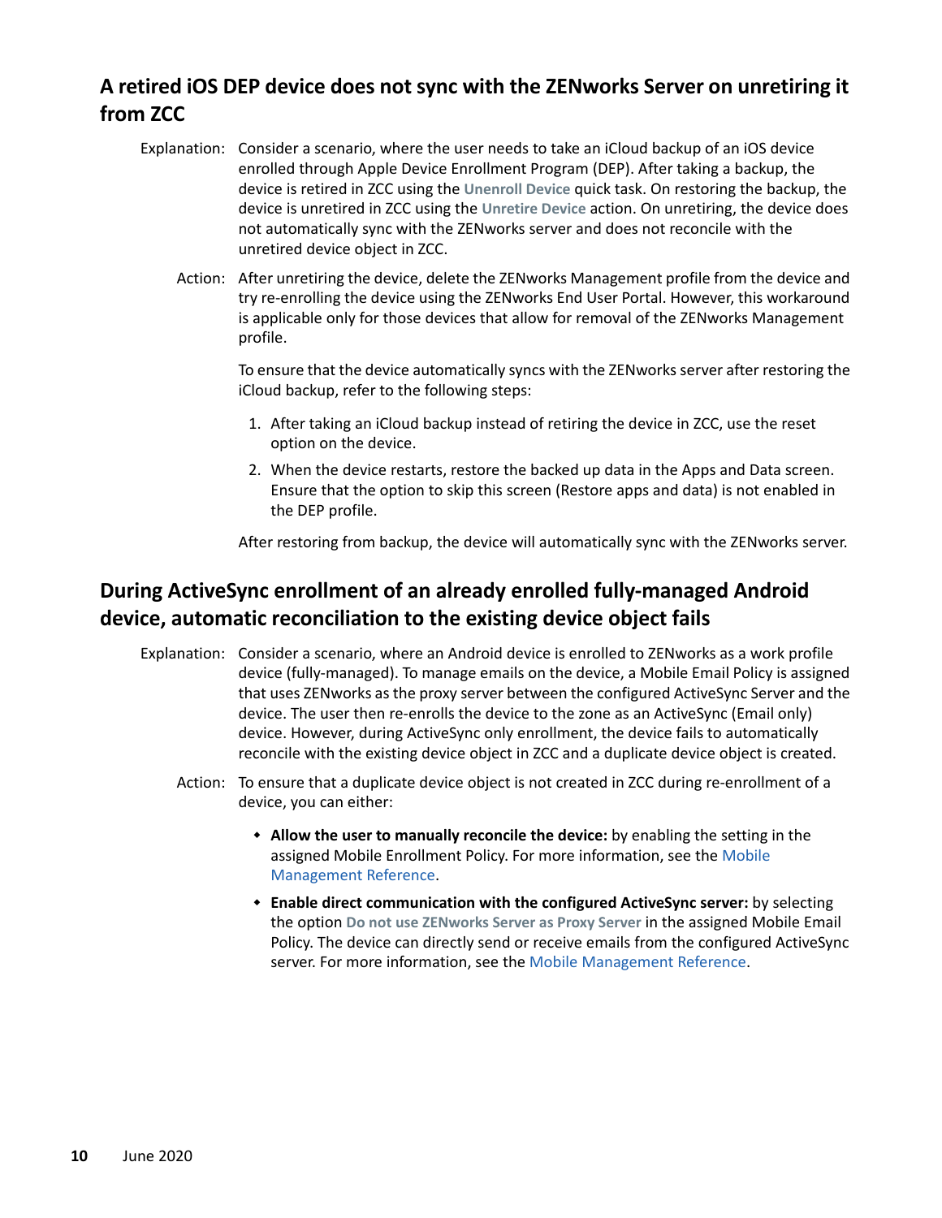## A retired iOS DEP device does not sync with the ZENworks Server on unretiring it from ZCC

Explanation: Consider a scenario, where the user needs to take an iCloud backup of an iOS device enrolled through Apple Device Enrollment Program (DEP). After taking a backup, the device is retired in ZCC using the **Unenroll Device** quick task. On restoring the backup, the device is unretired in ZCC using the **Unretire Device** action. On unretiring, the device does not automatically sync with the ZENworks server and does not reconcile with the unretired device object in ZCC.

Action: After unretiring the device, delete the ZENworks Management profile from the device and try re-enrolling the device using the ZENworks End User Portal. However, this workaround is applicable only for those devices that allow for removal of the ZENworks Management profile.

To ensure that the device automatically syncs with the ZENworks server after restoring the iCloud backup, refer to the following steps:

1. After taking an iCloud backup instead of retiring the device in ZCC, use the reset option on the device.
2. When the device restarts, restore the backed up data in the Apps and Data screen. Ensure that the option to skip this screen (Restore apps and data) is not enabled in the DEP profile.

After restoring from backup, the device will automatically sync with the ZENworks server.

## During ActiveSync enrollment of an already enrolled fully-managed Android device, automatic reconciliation to the existing device object fails

Explanation: Consider a scenario, where an Android device is enrolled to ZENworks as a work profile device (fully-managed). To manage emails on the device, a Mobile Email Policy is assigned that uses ZENworks as the proxy server between the configured ActiveSync Server and the device. The user then re-enrolls the device to the zone as an ActiveSync (Email only) device. However, during ActiveSync only enrollment, the device fails to automatically reconcile with the existing device object in ZCC and a duplicate device object is created.

Action: To ensure that a duplicate device object is not created in ZCC during re-enrollment of a device, you can either:

- **Allow the user to manually reconcile the device:** by enabling the setting in the assigned Mobile Enrollment Policy. For more information, see the Mobile Management Reference.
- **Enable direct communication with the configured ActiveSync server:** by selecting the option **Do not use ZENworks Server as Proxy Server** in the assigned Mobile Email Policy. The device can directly send or receive emails from the configured ActiveSync server. For more information, see the Mobile Management Reference.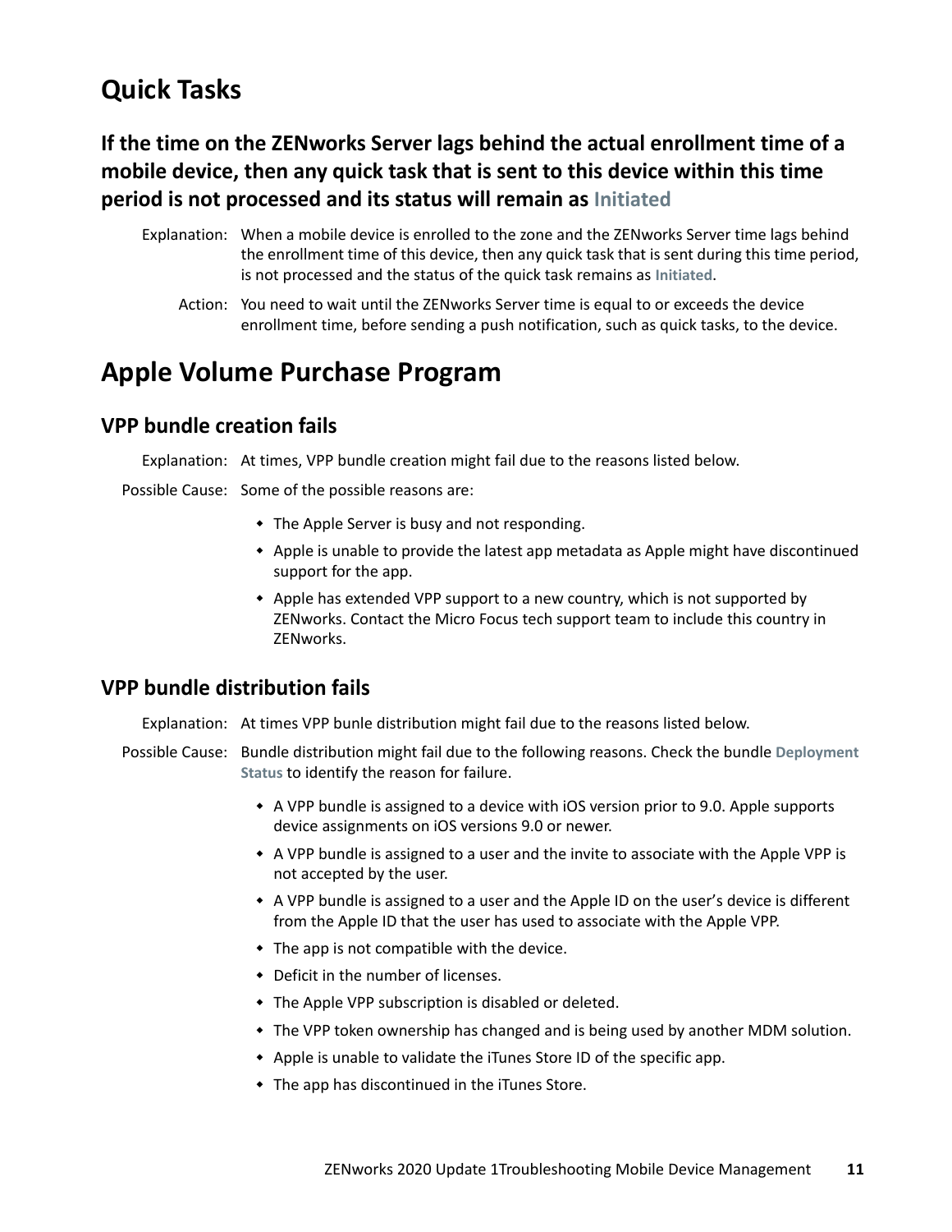## Quick Tasks

### If the time on the ZENworks Server lags behind the actual enrollment time of a mobile device, then any quick task that is sent to this device within this time period is not processed and its status will remain as Initiated

Explanation: When a mobile device is enrolled to the zone and the ZENworks Server time lags behind the enrollment time of this device, then any quick task that is sent during this time period, is not processed and the status of the quick task remains as **Initiated**.

Action: You need to wait until the ZENworks Server time is equal to or exceeds the device enrollment time, before sending a push notification, such as quick tasks, to the device.

## Apple Volume Purchase Program

### VPP bundle creation fails

Explanation: At times, VPP bundle creation might fail due to the reasons listed below.

Possible Cause: Some of the possible reasons are:

- The Apple Server is busy and not responding.
- Apple is unable to provide the latest app metadata as Apple might have discontinued support for the app.
- Apple has extended VPP support to a new country, which is not supported by ZENworks. Contact the Micro Focus tech support team to include this country in ZENworks.

### VPP bundle distribution fails

Explanation: At times VPP bunle distribution might fail due to the reasons listed below.

Possible Cause: Bundle distribution might fail due to the following reasons. Check the bundle **Deployment Status** to identify the reason for failure.

- A VPP bundle is assigned to a device with iOS version prior to 9.0. Apple supports device assignments on iOS versions 9.0 or newer.
- A VPP bundle is assigned to a user and the invite to associate with the Apple VPP is not accepted by the user.
- A VPP bundle is assigned to a user and the Apple ID on the user's device is different from the Apple ID that the user has used to associate with the Apple VPP.
- The app is not compatible with the device.
- Deficit in the number of licenses.
- The Apple VPP subscription is disabled or deleted.
- The VPP token ownership has changed and is being used by another MDM solution.
- Apple is unable to validate the iTunes Store ID of the specific app.
- The app has discontinued in the iTunes Store.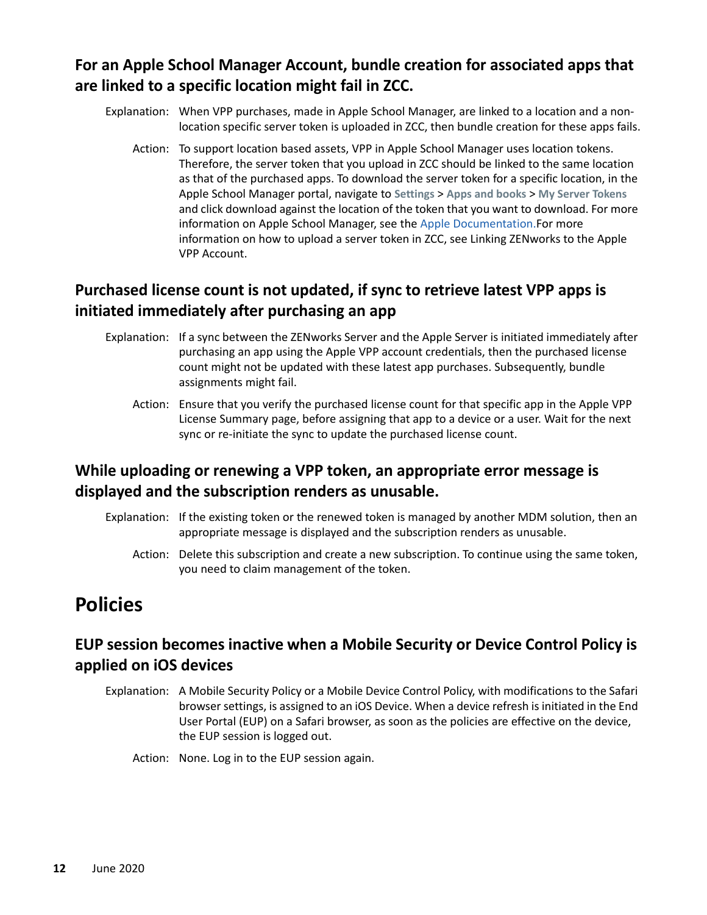### For an Apple School Manager Account, bundle creation for associated apps that are linked to a specific location might fail in ZCC.

Explanation: When VPP purchases, made in Apple School Manager, are linked to a location and a non-location specific server token is uploaded in ZCC, then bundle creation for these apps fails.

Action: To support location based assets, VPP in Apple School Manager uses location tokens. Therefore, the server token that you upload in ZCC should be linked to the same location as that of the purchased apps. To download the server token for a specific location, in the Apple School Manager portal, navigate to **Settings** > **Apps and books** > **My Server Tokens** and click download against the location of the token that you want to download. For more information on Apple School Manager, see the Apple Documentation.For more information on how to upload a server token in ZCC, see Linking ZENworks to the Apple VPP Account.

### Purchased license count is not updated, if sync to retrieve latest VPP apps is initiated immediately after purchasing an app

Explanation: If a sync between the ZENworks Server and the Apple Server is initiated immediately after purchasing an app using the Apple VPP account credentials, then the purchased license count might not be updated with these latest app purchases. Subsequently, bundle assignments might fail.

Action: Ensure that you verify the purchased license count for that specific app in the Apple VPP License Summary page, before assigning that app to a device or a user. Wait for the next sync or re-initiate the sync to update the purchased license count.

### While uploading or renewing a VPP token, an appropriate error message is displayed and the subscription renders as unusable.

Explanation: If the existing token or the renewed token is managed by another MDM solution, then an appropriate message is displayed and the subscription renders as unusable.

Action: Delete this subscription and create a new subscription. To continue using the same token, you need to claim management of the token.

## Policies

### EUP session becomes inactive when a Mobile Security or Device Control Policy is applied on iOS devices

Explanation: A Mobile Security Policy or a Mobile Device Control Policy, with modifications to the Safari browser settings, is assigned to an iOS Device. When a device refresh is initiated in the End User Portal (EUP) on a Safari browser, as soon as the policies are effective on the device, the EUP session is logged out.

Action: None. Log in to the EUP session again.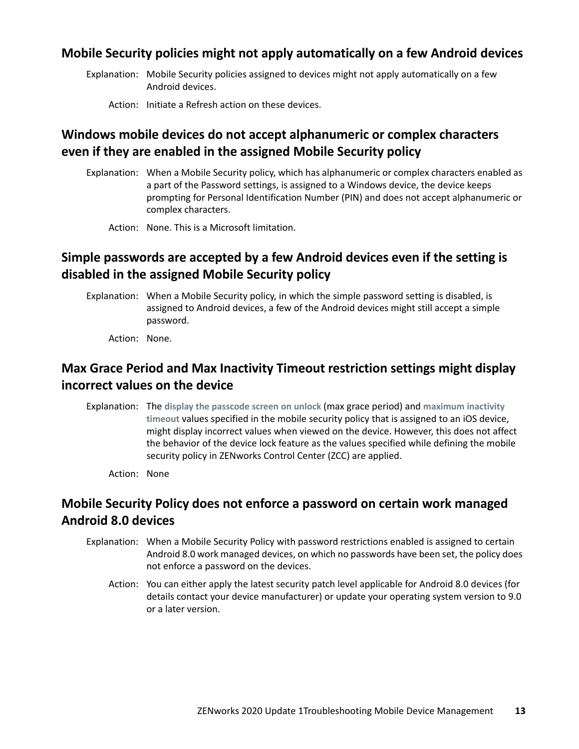## Mobile Security policies might not apply automatically on a few Android devices

Explanation: Mobile Security policies assigned to devices might not apply automatically on a few Android devices.

Action: Initiate a Refresh action on these devices.

## Windows mobile devices do not accept alphanumeric or complex characters even if they are enabled in the assigned Mobile Security policy

Explanation: When a Mobile Security policy, which has alphanumeric or complex characters enabled as a part of the Password settings, is assigned to a Windows device, the device keeps prompting for Personal Identification Number (PIN) and does not accept alphanumeric or complex characters.

Action: None. This is a Microsoft limitation.

## Simple passwords are accepted by a few Android devices even if the setting is disabled in the assigned Mobile Security policy

Explanation: When a Mobile Security policy, in which the simple password setting is disabled, is assigned to Android devices, a few of the Android devices might still accept a simple password.

Action: None.

## Max Grace Period and Max Inactivity Timeout restriction settings might display incorrect values on the device

Explanation: The **display the passcode screen on unlock** (max grace period) and **maximum inactivity timeout** values specified in the mobile security policy that is assigned to an iOS device, might display incorrect values when viewed on the device. However, this does not affect the behavior of the device lock feature as the values specified while defining the mobile security policy in ZENworks Control Center (ZCC) are applied.

Action: None

## Mobile Security Policy does not enforce a password on certain work managed Android 8.0 devices

Explanation: When a Mobile Security Policy with password restrictions enabled is assigned to certain Android 8.0 work managed devices, on which no passwords have been set, the policy does not enforce a password on the devices.

Action: You can either apply the latest security patch level applicable for Android 8.0 devices (for details contact your device manufacturer) or update your operating system version to 9.0 or a later version.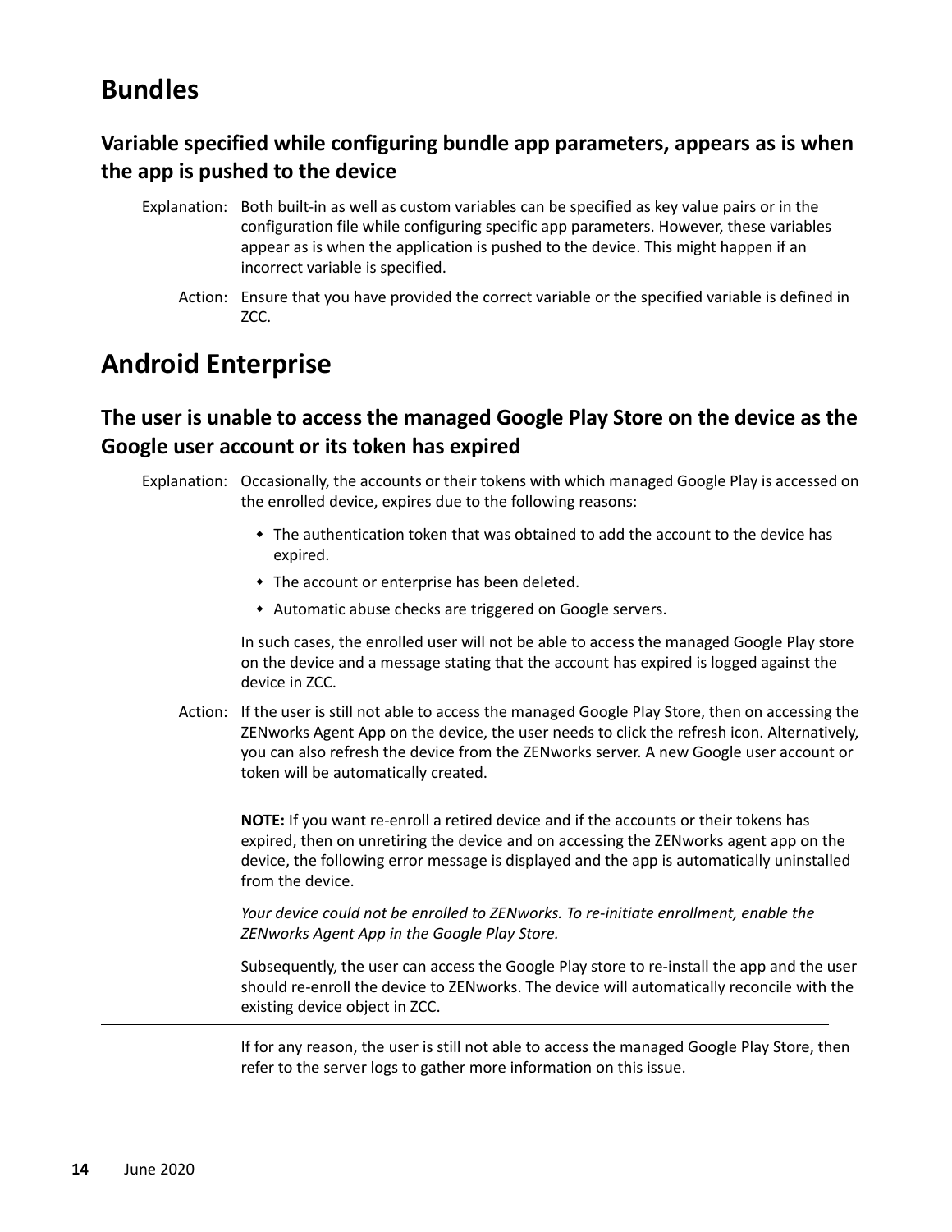# Bundles

## Variable specified while configuring bundle app parameters, appears as is when the app is pushed to the device

Explanation: Both built-in as well as custom variables can be specified as key value pairs or in the configuration file while configuring specific app parameters. However, these variables appear as is when the application is pushed to the device. This might happen if an incorrect variable is specified.

Action: Ensure that you have provided the correct variable or the specified variable is defined in ZCC.

# Android Enterprise

## The user is unable to access the managed Google Play Store on the device as the Google user account or its token has expired

Explanation: Occasionally, the accounts or their tokens with which managed Google Play is accessed on the enrolled device, expires due to the following reasons:

- The authentication token that was obtained to add the account to the device has expired.
- The account or enterprise has been deleted.
- Automatic abuse checks are triggered on Google servers.

In such cases, the enrolled user will not be able to access the managed Google Play store on the device and a message stating that the account has expired is logged against the device in ZCC.

Action: If the user is still not able to access the managed Google Play Store, then on accessing the ZENworks Agent App on the device, the user needs to click the refresh icon. Alternatively, you can also refresh the device from the ZENworks server. A new Google user account or token will be automatically created.

---

**NOTE:** If you want re-enroll a retired device and if the accounts or their tokens has expired, then on unretiring the device and on accessing the ZENworks agent app on the device, the following error message is displayed and the app is automatically uninstalled from the device.

*Your device could not be enrolled to ZENworks. To re-initiate enrollment, enable the ZENworks Agent App in the Google Play Store.*

Subsequently, the user can access the Google Play store to re-install the app and the user should re-enroll the device to ZENworks. The device will automatically reconcile with the existing device object in ZCC.

---

If for any reason, the user is still not able to access the managed Google Play Store, then refer to the server logs to gather more information on this issue.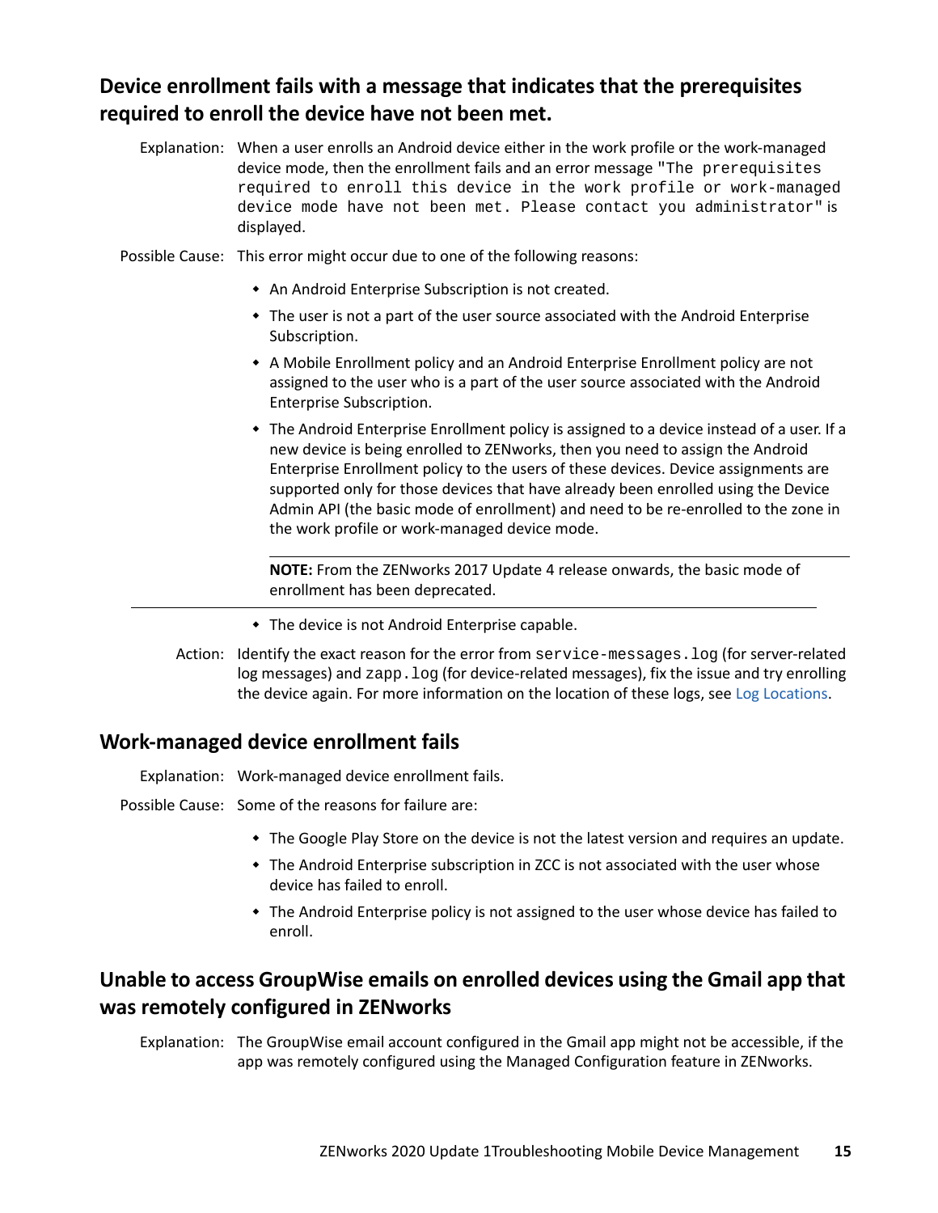## Device enrollment fails with a message that indicates that the prerequisites required to enroll the device have not been met.

Explanation: When a user enrolls an Android device either in the work profile or the work-managed device mode, then the enrollment fails and an error message `"The prerequisites required to enroll this device in the work profile or work-managed device mode have not been met. Please contact you administrator"` is displayed.

Possible Cause: This error might occur due to one of the following reasons:

- An Android Enterprise Subscription is not created.
- The user is not a part of the user source associated with the Android Enterprise Subscription.
- A Mobile Enrollment policy and an Android Enterprise Enrollment policy are not assigned to the user who is a part of the user source associated with the Android Enterprise Subscription.
- The Android Enterprise Enrollment policy is assigned to a device instead of a user. If a new device is being enrolled to ZENworks, then you need to assign the Android Enterprise Enrollment policy to the users of these devices. Device assignments are supported only for those devices that have already been enrolled using the Device Admin API (the basic mode of enrollment) and need to be re-enrolled to the zone in the work profile or work-managed device mode.

  **NOTE:** From the ZENworks 2017 Update 4 release onwards, the basic mode of enrollment has been deprecated.

- The device is not Android Enterprise capable.

Action: Identify the exact reason for the error from `service-messages.log` (for server-related log messages) and `zapp.log` (for device-related messages), fix the issue and try enrolling the device again. For more information on the location of these logs, see Log Locations.

## Work-managed device enrollment fails

Explanation: Work-managed device enrollment fails.

Possible Cause: Some of the reasons for failure are:

- The Google Play Store on the device is not the latest version and requires an update.
- The Android Enterprise subscription in ZCC is not associated with the user whose device has failed to enroll.
- The Android Enterprise policy is not assigned to the user whose device has failed to enroll.

## Unable to access GroupWise emails on enrolled devices using the Gmail app that was remotely configured in ZENworks

Explanation: The GroupWise email account configured in the Gmail app might not be accessible, if the app was remotely configured using the Managed Configuration feature in ZENworks.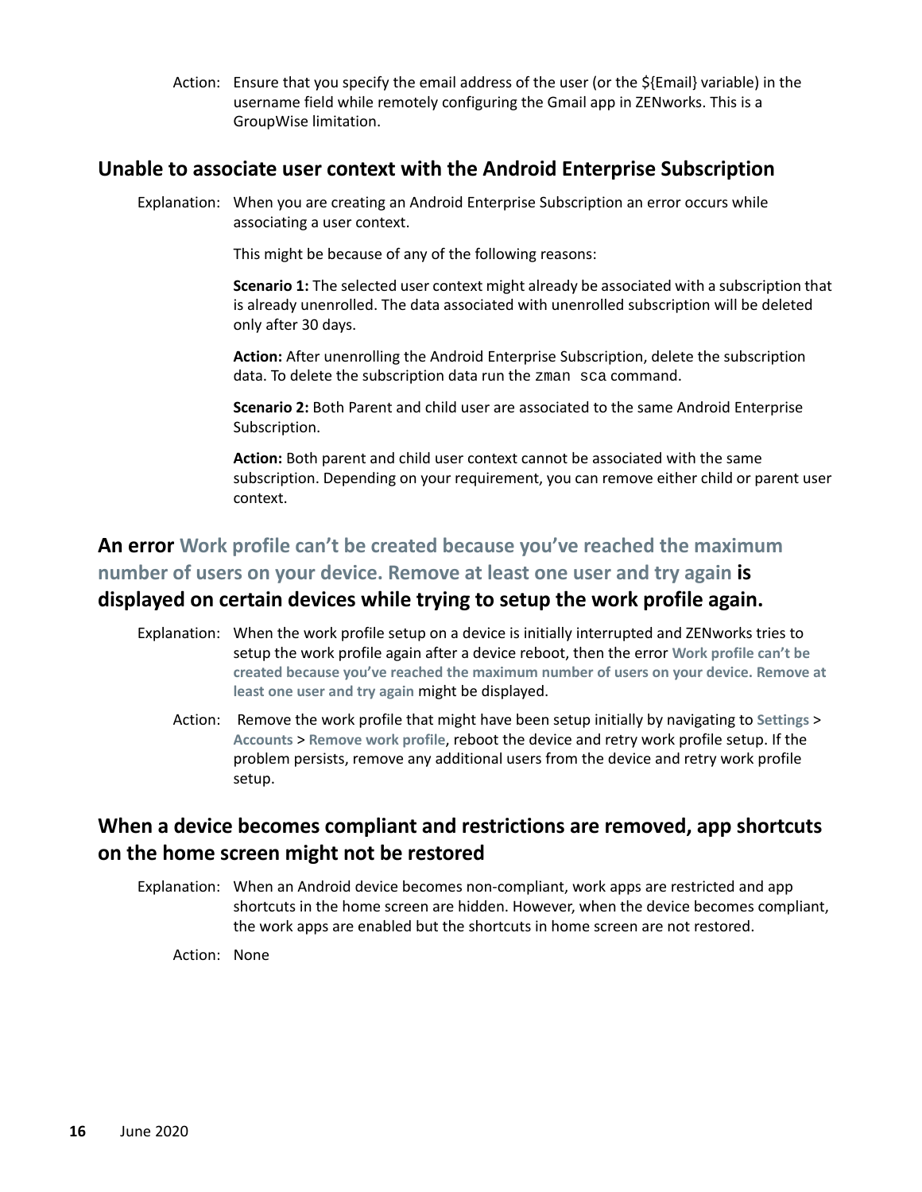Action: Ensure that you specify the email address of the user (or the ${Email} variable) in the username field while remotely configuring the Gmail app in ZENworks. This is a GroupWise limitation.

## Unable to associate user context with the Android Enterprise Subscription

Explanation: When you are creating an Android Enterprise Subscription an error occurs while associating a user context.

This might be because of any of the following reasons:

**Scenario 1:** The selected user context might already be associated with a subscription that is already unenrolled. The data associated with unenrolled subscription will be deleted only after 30 days.

**Action:** After unenrolling the Android Enterprise Subscription, delete the subscription data. To delete the subscription data run the `zman sca` command.

**Scenario 2:** Both Parent and child user are associated to the same Android Enterprise Subscription.

**Action:** Both parent and child user context cannot be associated with the same subscription. Depending on your requirement, you can remove either child or parent user context.

## An error Work profile can't be created because you've reached the maximum number of users on your device. Remove at least one user and try again is displayed on certain devices while trying to setup the work profile again.

Explanation: When the work profile setup on a device is initially interrupted and ZENworks tries to setup the work profile again after a device reboot, then the error **Work profile can't be created because you've reached the maximum number of users on your device. Remove at least one user and try again** might be displayed.

Action: Remove the work profile that might have been setup initially by navigating to **Settings** > **Accounts** > **Remove work profile**, reboot the device and retry work profile setup. If the problem persists, remove any additional users from the device and retry work profile setup.

## When a device becomes compliant and restrictions are removed, app shortcuts on the home screen might not be restored

Explanation: When an Android device becomes non-compliant, work apps are restricted and app shortcuts in the home screen are hidden. However, when the device becomes compliant, the work apps are enabled but the shortcuts in home screen are not restored.

Action: None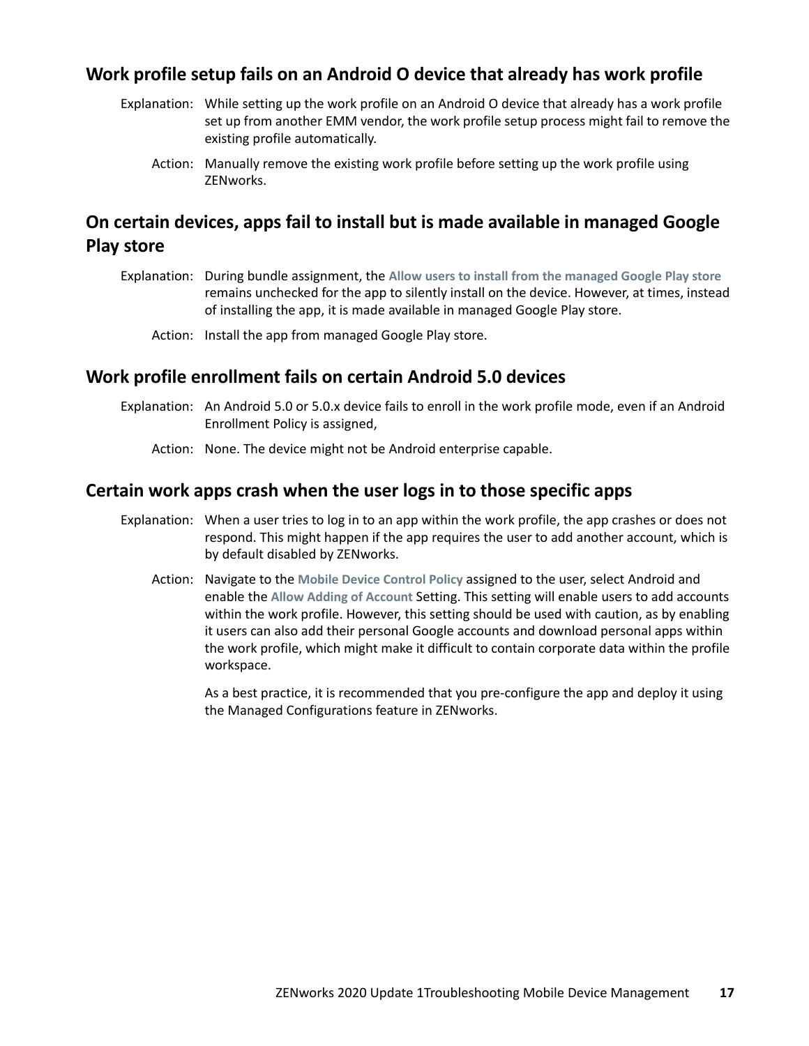### Work profile setup fails on an Android O device that already has work profile

Explanation: While setting up the work profile on an Android O device that already has a work profile set up from another EMM vendor, the work profile setup process might fail to remove the existing profile automatically.

Action: Manually remove the existing work profile before setting up the work profile using ZENworks.

### On certain devices, apps fail to install but is made available in managed Google Play store

Explanation: During bundle assignment, the **Allow users to install from the managed Google Play store** remains unchecked for the app to silently install on the device. However, at times, instead of installing the app, it is made available in managed Google Play store.

Action: Install the app from managed Google Play store.

### Work profile enrollment fails on certain Android 5.0 devices

Explanation: An Android 5.0 or 5.0.x device fails to enroll in the work profile mode, even if an Android Enrollment Policy is assigned,

Action: None. The device might not be Android enterprise capable.

### Certain work apps crash when the user logs in to those specific apps

Explanation: When a user tries to log in to an app within the work profile, the app crashes or does not respond. This might happen if the app requires the user to add another account, which is by default disabled by ZENworks.

Action: Navigate to the **Mobile Device Control Policy** assigned to the user, select Android and enable the **Allow Adding of Account** Setting. This setting will enable users to add accounts within the work profile. However, this setting should be used with caution, as by enabling it users can also add their personal Google accounts and download personal apps within the work profile, which might make it difficult to contain corporate data within the profile workspace.

As a best practice, it is recommended that you pre-configure the app and deploy it using the Managed Configurations feature in ZENworks.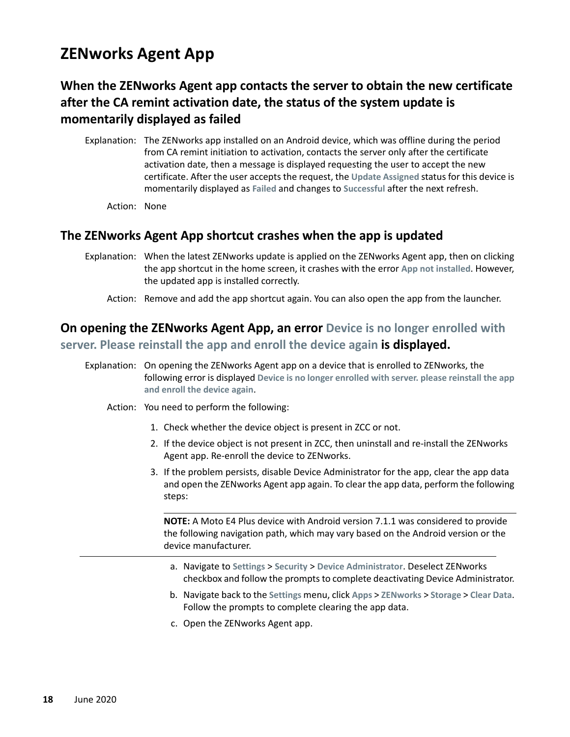# ZENworks Agent App

## When the ZENworks Agent app contacts the server to obtain the new certificate after the CA remint activation date, the status of the system update is momentarily displayed as failed

Explanation: The ZENworks app installed on an Android device, which was offline during the period from CA remint initiation to activation, contacts the server only after the certificate activation date, then a message is displayed requesting the user to accept the new certificate. After the user accepts the request, the **Update Assigned** status for this device is momentarily displayed as **Failed** and changes to **Successful** after the next refresh.

Action: None

## The ZENworks Agent App shortcut crashes when the app is updated

Explanation: When the latest ZENworks update is applied on the ZENworks Agent app, then on clicking the app shortcut in the home screen, it crashes with the error **App not installed**. However, the updated app is installed correctly.

Action: Remove and add the app shortcut again. You can also open the app from the launcher.

## On opening the ZENworks Agent App, an error Device is no longer enrolled with server. Please reinstall the app and enroll the device again is displayed.

Explanation: On opening the ZENworks Agent app on a device that is enrolled to ZENworks, the following error is displayed **Device is no longer enrolled with server. please reinstall the app and enroll the device again**.

Action: You need to perform the following:

1. Check whether the device object is present in ZCC or not.
2. If the device object is not present in ZCC, then uninstall and re-install the ZENworks Agent app. Re-enroll the device to ZENworks.
3. If the problem persists, disable Device Administrator for the app, clear the app data and open the ZENworks Agent app again. To clear the app data, perform the following steps:

   **NOTE:** A Moto E4 Plus device with Android version 7.1.1 was considered to provide the following navigation path, which may vary based on the Android version or the device manufacturer.

   a. Navigate to **Settings** > **Security** > **Device Administrator**. Deselect ZENworks checkbox and follow the prompts to complete deactivating Device Administrator.

   b. Navigate back to the **Settings** menu, click **Apps** > **ZENworks** > **Storage** > **Clear Data**. Follow the prompts to complete clearing the app data.

   c. Open the ZENworks Agent app.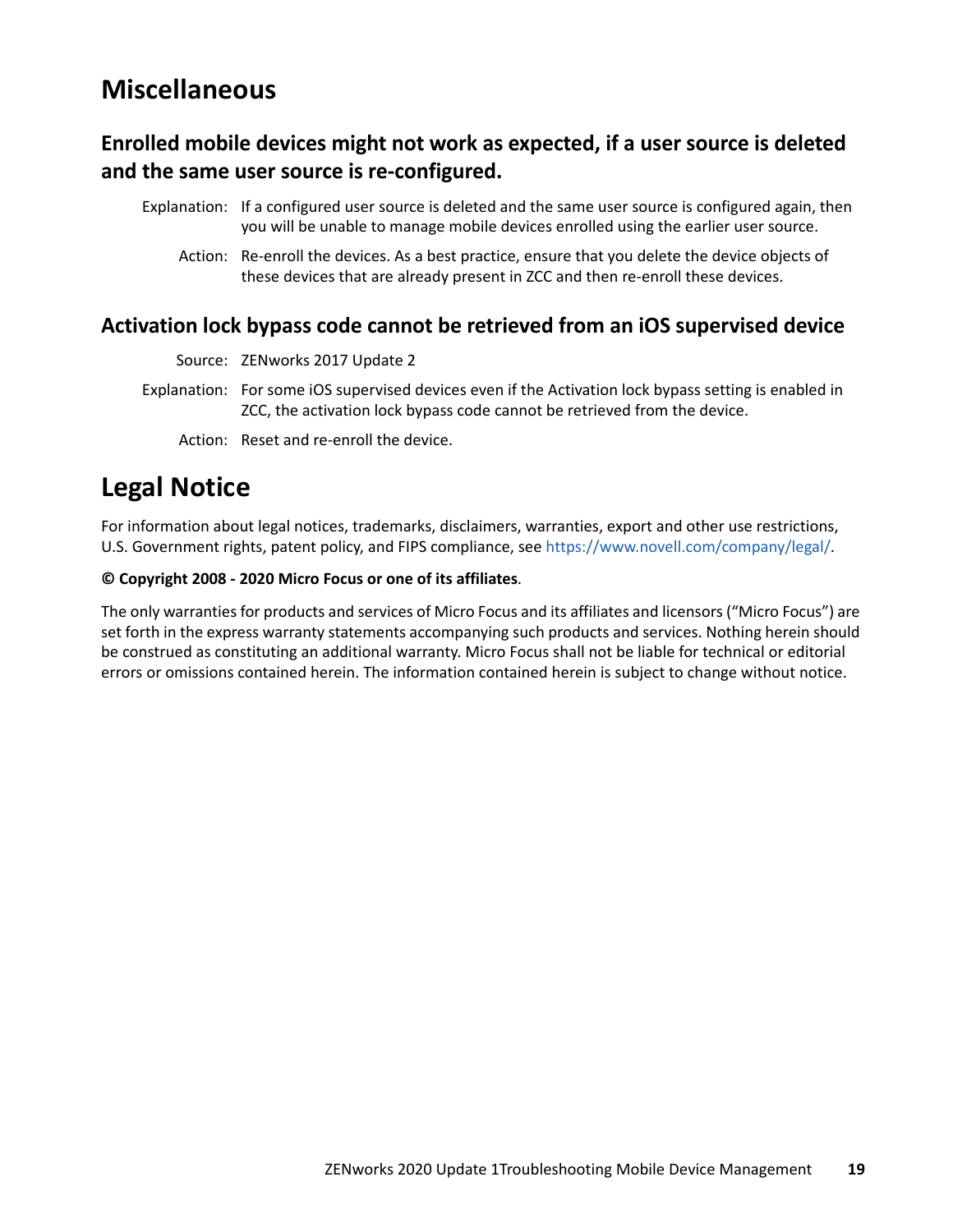## Miscellaneous

### Enrolled mobile devices might not work as expected, if a user source is deleted and the same user source is re-configured.

Explanation: If a configured user source is deleted and the same user source is configured again, then you will be unable to manage mobile devices enrolled using the earlier user source.

Action: Re-enroll the devices. As a best practice, ensure that you delete the device objects of these devices that are already present in ZCC and then re-enroll these devices.

### Activation lock bypass code cannot be retrieved from an iOS supervised device

Source: ZENworks 2017 Update 2

Explanation: For some iOS supervised devices even if the Activation lock bypass setting is enabled in ZCC, the activation lock bypass code cannot be retrieved from the device.

Action: Reset and re-enroll the device.

## Legal Notice

For information about legal notices, trademarks, disclaimers, warranties, export and other use restrictions, U.S. Government rights, patent policy, and FIPS compliance, see https://www.novell.com/company/legal/.

**© Copyright 2008 - 2020 Micro Focus or one of its affiliates**.

The only warranties for products and services of Micro Focus and its affiliates and licensors (“Micro Focus”) are set forth in the express warranty statements accompanying such products and services. Nothing herein should be construed as constituting an additional warranty. Micro Focus shall not be liable for technical or editorial errors or omissions contained herein. The information contained herein is subject to change without notice.